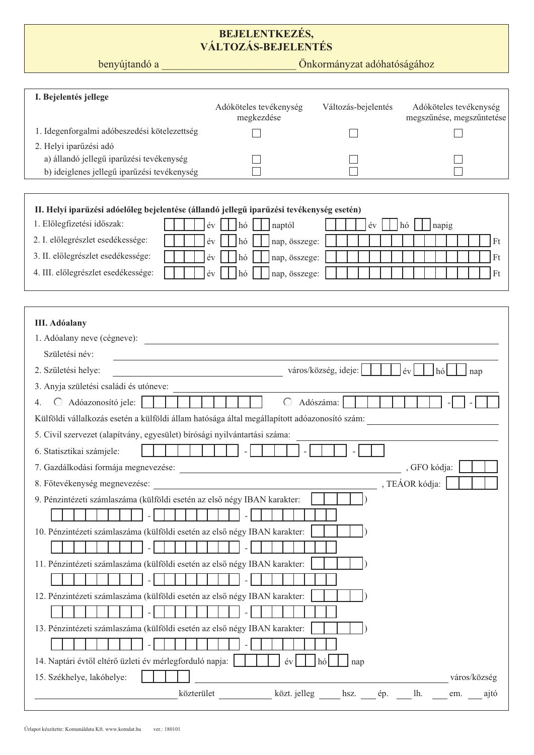# BEJELENTKEZÉS,
# VÁLTOZÁS-BEJELENTÉS

benyújtandó a ________________________ Önkormányzat adóhatóságához

## I. Bejelentés jellege

| | Adóköteles tevékenység megkezdése | Változás-bejelentés | Adóköteles tevékenység megszűnése, megszüntetése |
|---|---|---|---|
| 1. Idegenforgalmi adóbeszedési kötelezettség | ☐ | ☐ | ☐ |
| 2. Helyi iparűzési adó | | | |
| a) állandó jellegű iparűzési tevékenység | ☐ | ☐ | ☐ |
| b) ideiglenes jellegű iparűzési tevékenység | ☐ | ☐ | ☐ |

## II. Helyi iparűzési adóelőleg bejelentése (állandó jellegű iparűzési tevékenység esetén)

1. Előlegfizetési időszak: ____ év __ hó __ naptól ____ év __ hó __ napig
2. I. előlegrészlet esedékessége: ____ év __ hó __ nap, összege: ______________ Ft
3. II. előlegrészlet esedékessége: ____ év __ hó __ nap, összege: ______________ Ft
4. III. előlegrészlet esedékessége: ____ év __ hó __ nap, összege: ______________ Ft

## III. Adóalany

1. Adóalany neve (cégneve): ____________________________________________

   Születési név: ____________________________________________

2. Születési helye: ______________________ város/község, ideje: ____ év __ hó __ nap

3. Anyja születési családi és utóneve: ____________________________________________

4. ◯ Adóazonosító jele: __________ ◯ Adószáma: ________ - _ - __

Külföldi vállalkozás esetén a külföldi állam hatósága által megállapított adóazonosító szám: ______________________

5. Civil szervezet (alapítvány, egyesület) bírósági nyilvántartási száma: ______________________

6. Statisztikai számjele: ________ - ____ - ___ - __

7. Gazdálkodási formája megnevezése: ______________________, GFO kódja: ___

8. Főtevékenység megnevezése: ______________________, TEÁOR kódja: ____

9. Pénzintézeti számlaszáma (külföldi esetén az első négy IBAN karakter: ____)
   ________ - ________ - ________

10. Pénzintézeti számlaszáma (külföldi esetén az első négy IBAN karakter: ____)
    ________ - ________ - ________

11. Pénzintézeti számlaszáma (külföldi esetén az első négy IBAN karakter: ____)
    ________ - ________ - ________

12. Pénzintézeti számlaszáma (külföldi esetén az első négy IBAN karakter: ____)
    ________ - ________ - ________

13. Pénzintézeti számlaszáma (külföldi esetén az első négy IBAN karakter: ____)
    ________ - ________ - ________

14. Naptári évtől eltérő üzleti év mérlegforduló napja: ____ év __ hó __ nap

15. Székhelye, lakóhelye: ____ ______________________ város/község

    ______________________ közterület __________ közt. jelleg ____ hsz. ____ ép. ____ lh. ____ em. ____ ajtó

Űrlapot készítette: Komunáldata Kft. www.komdat.hu ver.: 180101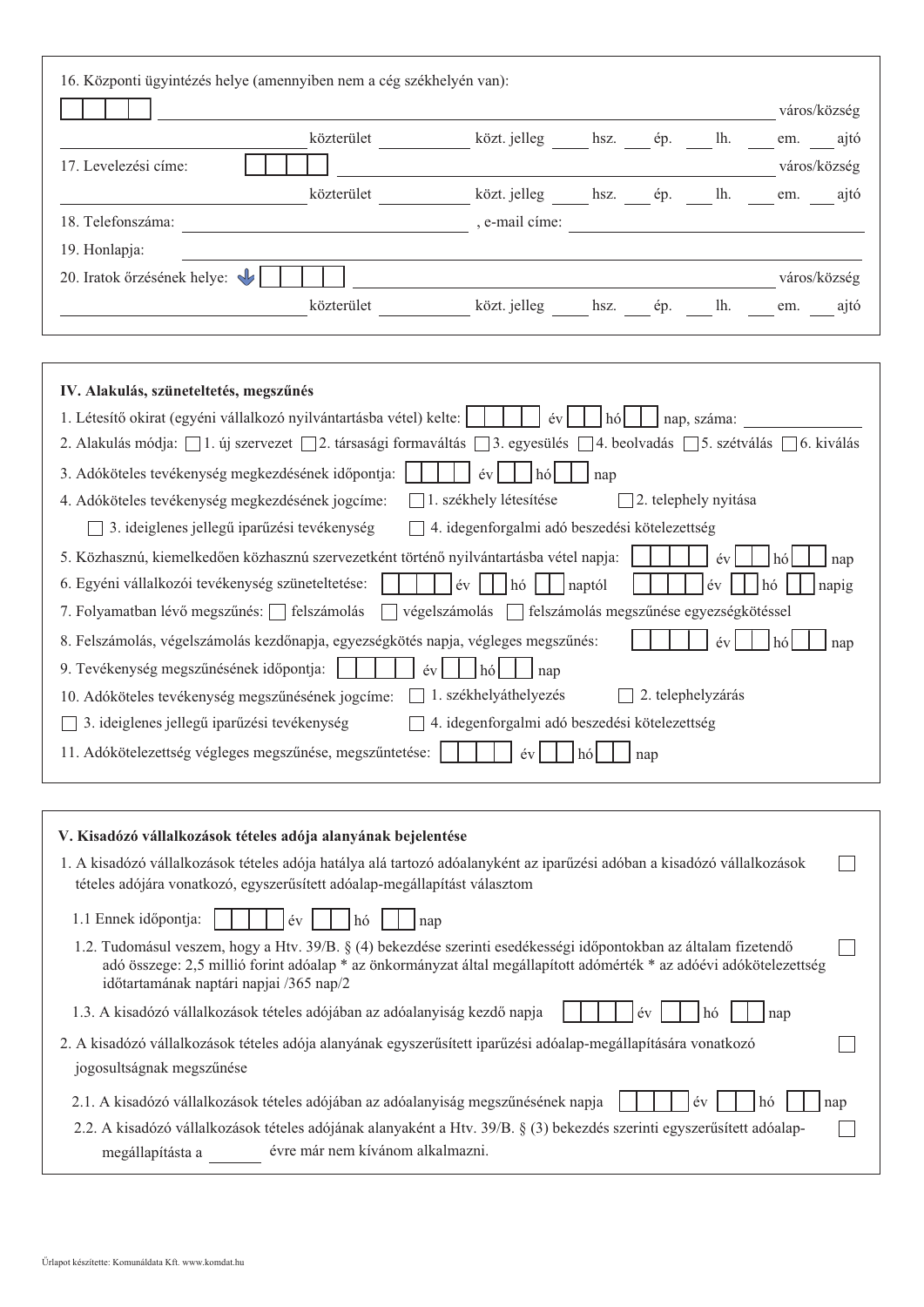16. Központi ügyintézés helye (amennyiben nem a cég székhelyén van):

☐☐☐☐ ______________________________ város/község

______________ közterület ________ közt. jelleg ____ hsz. ____ ép. ____ lh. ____ em. ____ ajtó

17. Levelezési címe: ☐☐☐☐ ______________________________ város/község

______________ közterület ________ közt. jelleg ____ hsz. ____ ép. ____ lh. ____ em. ____ ajtó

18. Telefonszáma: ______________________, e-mail címe: ______________________

19. Honlapja: ______________________________

20. Iratok őrzésének helye: ☐☐☐☐ ______________________________ város/község

______________ közterület ________ közt. jelleg ____ hsz. ____ ép. ____ lh. ____ em. ____ ajtó

## IV. Alakulás, szüneteltetés, megszűnés

1. Létesítő okirat (egyéni vállalkozó nyilvántartásba vétel) kelte: ☐☐☐☐ év ☐☐ hó ☐☐ nap, száma: ______________

2. Alakulás módja: ☐ 1. új szervezet ☐ 2. társasági formaváltás ☐ 3. egyesülés ☐ 4. beolvadás ☐ 5. szétválás ☐ 6. kiválás

3. Adóköteles tevékenység megkezdésének időpontja: ☐☐☐☐ év ☐☐ hó ☐☐ nap

4. Adóköteles tevékenység megkezdésének jogcíme: ☐ 1. székhely létesítése ☐ 2. telephely nyitása

   ☐ 3. ideiglenes jellegű iparűzési tevékenység ☐ 4. idegenforgalmi adó beszedési kötelezettség

5. Közhasznú, kiemelkedően közhasznú szervezetként történő nyilvántartásba vétel napja: ☐☐☐☐ év ☐☐ hó ☐☐ nap

6. Egyéni vállalkozói tevékenység szüneteltetése: ☐☐☐☐ év ☐☐ hó ☐☐ naptól ☐☐☐☐ év ☐☐ hó ☐☐ napig

7. Folyamatban lévő megszűnés: ☐ felszámolás ☐ végelszámolás ☐ felszámolás megszűnése egyezségkötéssel

8. Felszámolás, végelszámolás kezdőnapja, egyezségkötés napja, végleges megszűnés: ☐☐☐☐ év ☐☐ hó ☐☐ nap

9. Tevékenység megszűnésének időpontja: ☐☐☐☐ év ☐☐ hó ☐☐ nap

10. Adóköteles tevékenység megszűnésének jogcíme: ☐ 1. székhelyáthelyezés ☐ 2. telephelyzárás

    ☐ 3. ideiglenes jellegű iparűzési tevékenység ☐ 4. idegenforgalmi adó beszedési kötelezettség

11. Adókötelezettség végleges megszűnése, megszűntetése: ☐☐☐☐ év ☐☐ hó ☐☐ nap

## V. Kisadózó vállalkozások tételes adója alanyának bejelentése

1. A kisadózó vállalkozások tételes adója hatálya alá tartozó adóalanyként az iparűzési adóban a kisadózó vállalkozások tételes adójára vonatkozó, egyszerűsített adóalap-megállapítást választom ☐

   1.1 Ennek időpontja: ☐☐☐☐ év ☐☐ hó ☐☐ nap

   1.2. Tudomásul veszem, hogy a Htv. 39/B. § (4) bekezdése szerinti esedékességi időpontokban az általam fizetendő adó összege: 2,5 millió forint adóalap * az önkormányzat által megállapított adómérték * az adóévi adókötelezettség időtartamának naptári napjai /365 nap/2 ☐

   1.3. A kisadózó vállalkozások tételes adójában az adóalanyiság kezdő napja ☐☐☐☐ év ☐☐ hó ☐☐ nap

2. A kisadózó vállalkozások tételes adója alanyának egyszerűsített iparűzési adóalap-megállapítására vonatkozó jogosultságnak megszűnése ☐

   2.1. A kisadózó vállalkozások tételes adójában az adóalanyiság megszűnésének napja ☐☐☐☐ év ☐☐ hó ☐☐ nap

   2.2. A kisadózó vállalkozások tételes adójának alanyaként a Htv. 39/B. § (3) bekezdés szerinti egyszerűsített adóalap-megállapítása a ______ évre már nem kívánom alkalmazni. ☐

Űrlapot készítette: Komunáldata Kft. www.komdat.hu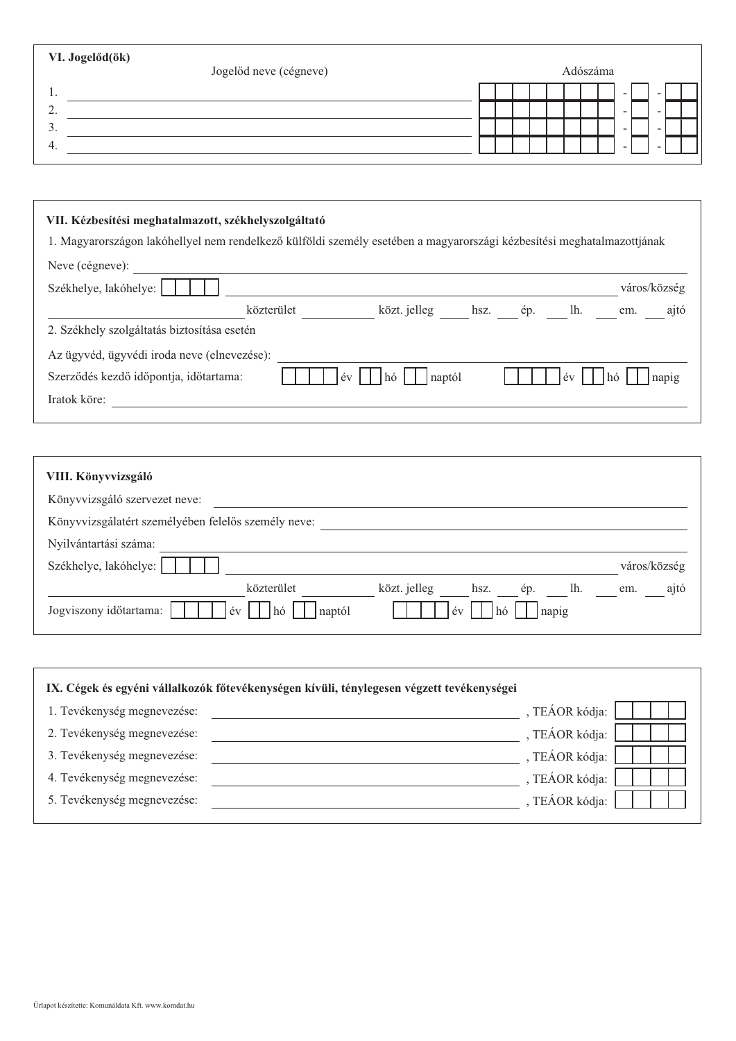## VI. Jogelőd(ök)

| | Jogelőd neve (cégneve) | Adószáma |
|---|---|---|
| 1. | | - - |
| 2. | | - - |
| 3. | | - - |
| 4. | | - - |

## VII. Kézbesítési meghatalmazott, székhelyszolgáltató

1. Magyarországon lakóhellyel nem rendelkező külföldi személy esetében a magyarországi kézbesítési meghatalmazottjának

Neve (cégneve): ______

Székhelye, lakóhelye: ______ város/község

______ közterület ______ közt. jelleg ______ hsz. ______ ép. ______ lh. ______ em. ______ ajtó

2. Székhely szolgáltatás biztosítása esetén

Az ügyvéd, ügyvédi iroda neve (elnevezése): ______

Szerződés kezdő időpontja, időtartama: ______ év ______ hó ______ naptól ______ év ______ hó ______ napig

Iratok köre: ______

## VIII. Könyvvizsgáló

Könyvvizsgáló szervezet neve: ______

Könyvvizsgálatért személyében felelős személy neve: ______

Nyilvántartási száma: ______

Székhelye, lakóhelye: ______ város/község

______ közterület ______ közt. jelleg ______ hsz. ______ ép. ______ lh. ______ em. ______ ajtó

Jogviszony időtartama: ______ év ______ hó ______ naptól ______ év ______ hó ______ napig

## IX. Cégek és egyéni vállalkozók főtevékenységen kívüli, ténylegesen végzett tevékenységei

1. Tevékenység megnevezése: ______, TEÁOR kódja: ______
2. Tevékenység megnevezése: ______, TEÁOR kódja: ______
3. Tevékenység megnevezése: ______, TEÁOR kódja: ______
4. Tevékenység megnevezése: ______, TEÁOR kódja: ______
5. Tevékenység megnevezése: ______, TEÁOR kódja: ______

Űrlapot készítette: Komunáldata Kft. www.komdat.hu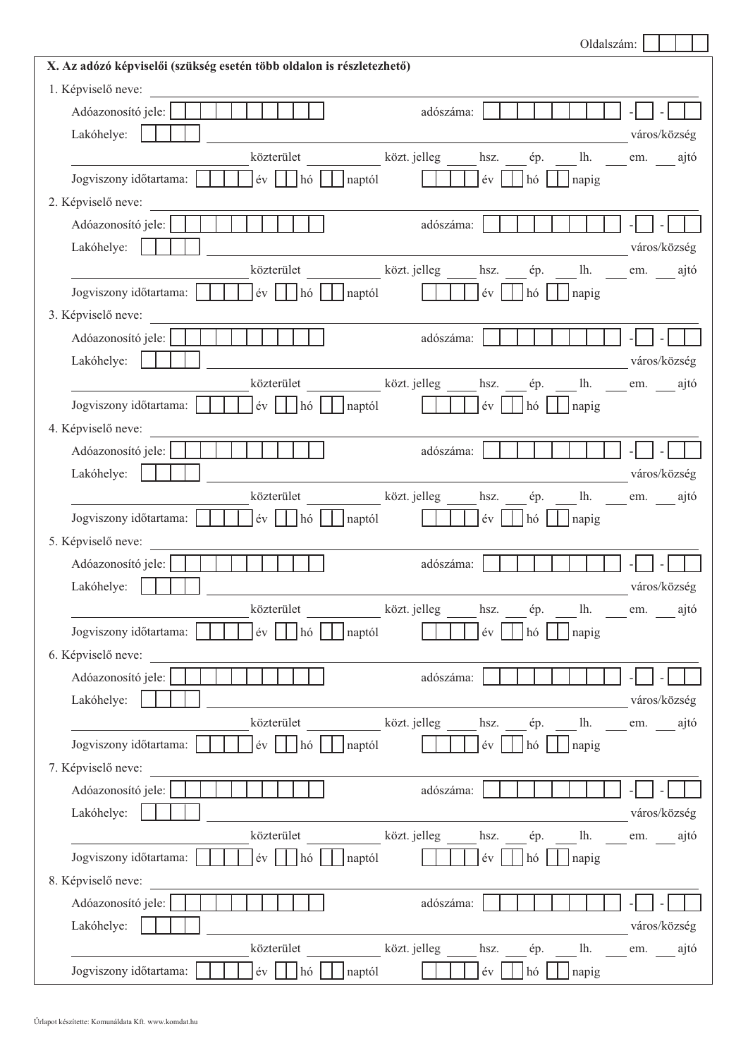Oldalszám: [ ] [ ] [ ]

## X. Az adózó képviselői (szükség esetén több oldalon is részletezhető)

1. Képviselő neve: ______________________________

Adóazonosító jele: [ ][ ][ ][ ][ ][ ][ ][ ][ ][ ] adószáma: [ ][ ][ ][ ][ ][ ][ ][ ] - [ ] - [ ][ ]

Lakóhelye: [ ][ ][ ][ ] ______________________________ város/község

__________ közterület __________ közt. jelleg _____ hsz. _____ ép. _____ lh. _____ em. _____ ajtó

Jogviszony időtartama: [ ][ ][ ][ ] év [ ][ ] hó [ ][ ] naptól [ ][ ][ ][ ] év [ ][ ] hó [ ][ ] napig

2. Képviselő neve: ______________________________

Adóazonosító jele: [ ][ ][ ][ ][ ][ ][ ][ ][ ][ ] adószáma: [ ][ ][ ][ ][ ][ ][ ][ ] - [ ] - [ ][ ]

Lakóhelye: [ ][ ][ ][ ] ______________________________ város/község

__________ közterület __________ közt. jelleg _____ hsz. _____ ép. _____ lh. _____ em. _____ ajtó

Jogviszony időtartama: [ ][ ][ ][ ] év [ ][ ] hó [ ][ ] naptól [ ][ ][ ][ ] év [ ][ ] hó [ ][ ] napig

3. Képviselő neve: ______________________________

Adóazonosító jele: [ ][ ][ ][ ][ ][ ][ ][ ][ ][ ] adószáma: [ ][ ][ ][ ][ ][ ][ ][ ] - [ ] - [ ][ ]

Lakóhelye: [ ][ ][ ][ ] ______________________________ város/község

__________ közterület __________ közt. jelleg _____ hsz. _____ ép. _____ lh. _____ em. _____ ajtó

Jogviszony időtartama: [ ][ ][ ][ ] év [ ][ ] hó [ ][ ] naptól [ ][ ][ ][ ] év [ ][ ] hó [ ][ ] napig

4. Képviselő neve: ______________________________

Adóazonosító jele: [ ][ ][ ][ ][ ][ ][ ][ ][ ][ ] adószáma: [ ][ ][ ][ ][ ][ ][ ][ ] - [ ] - [ ][ ]

Lakóhelye: [ ][ ][ ][ ] ______________________________ város/község

__________ közterület __________ közt. jelleg _____ hsz. _____ ép. _____ lh. _____ em. _____ ajtó

Jogviszony időtartama: [ ][ ][ ][ ] év [ ][ ] hó [ ][ ] naptól [ ][ ][ ][ ] év [ ][ ] hó [ ][ ] napig

5. Képviselő neve: ______________________________

Adóazonosító jele: [ ][ ][ ][ ][ ][ ][ ][ ][ ][ ] adószáma: [ ][ ][ ][ ][ ][ ][ ][ ] - [ ] - [ ][ ]

Lakóhelye: [ ][ ][ ][ ] ______________________________ város/község

__________ közterület __________ közt. jelleg _____ hsz. _____ ép. _____ lh. _____ em. _____ ajtó

Jogviszony időtartama: [ ][ ][ ][ ] év [ ][ ] hó [ ][ ] naptól [ ][ ][ ][ ] év [ ][ ] hó [ ][ ] napig

6. Képviselő neve: ______________________________

Adóazonosító jele: [ ][ ][ ][ ][ ][ ][ ][ ][ ][ ] adószáma: [ ][ ][ ][ ][ ][ ][ ][ ] - [ ] - [ ][ ]

Lakóhelye: [ ][ ][ ][ ] ______________________________ város/község

__________ közterület __________ közt. jelleg _____ hsz. _____ ép. _____ lh. _____ em. _____ ajtó

Jogviszony időtartama: [ ][ ][ ][ ] év [ ][ ] hó [ ][ ] naptól [ ][ ][ ][ ] év [ ][ ] hó [ ][ ] napig

7. Képviselő neve: ______________________________

Adóazonosító jele: [ ][ ][ ][ ][ ][ ][ ][ ][ ][ ] adószáma: [ ][ ][ ][ ][ ][ ][ ][ ] - [ ] - [ ][ ]

Lakóhelye: [ ][ ][ ][ ] ______________________________ város/község

__________ közterület __________ közt. jelleg _____ hsz. _____ ép. _____ lh. _____ em. _____ ajtó

Jogviszony időtartama: [ ][ ][ ][ ] év [ ][ ] hó [ ][ ] naptól [ ][ ][ ][ ] év [ ][ ] hó [ ][ ] napig

8. Képviselő neve: ______________________________

Adóazonosító jele: [ ][ ][ ][ ][ ][ ][ ][ ][ ][ ] adószáma: [ ][ ][ ][ ][ ][ ][ ][ ] - [ ] - [ ][ ]

Lakóhelye: [ ][ ][ ][ ] ______________________________ város/község

__________ közterület __________ közt. jelleg _____ hsz. _____ ép. _____ lh. _____ em. _____ ajtó

Jogviszony időtartama: [ ][ ][ ][ ] év [ ][ ] hó [ ][ ] naptól [ ][ ][ ][ ] év [ ][ ] hó [ ][ ] napig

Űrlapot készítette: Komunáldata Kft. www.komdat.hu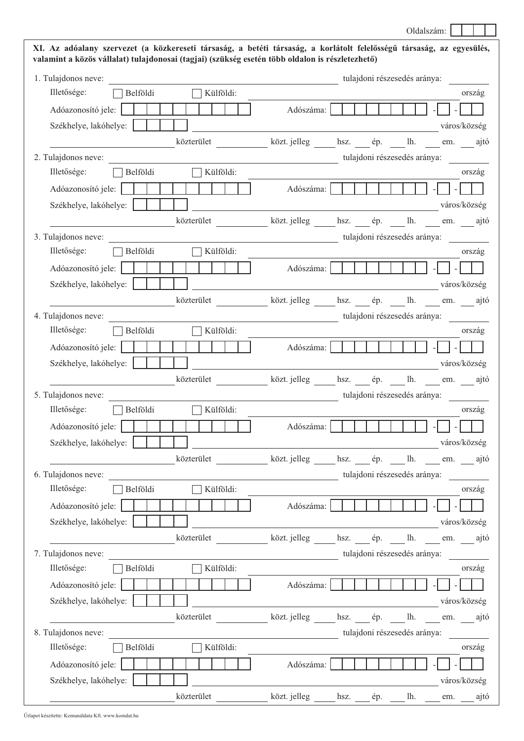Oldalszám:

**XI. Az adóalany szervezet (a közkereseti társaság, a betéti társaság, a korlátolt felelősségű társaság, az egyesülés, valamint a közös vállalat) tulajdonosai (tagjai) (szükség esetén több oldalon is részletezhető)**

1. Tulajdonos neve: ______________________ tulajdoni részesedés aránya: ________

   Illetősége: ☐ Belföldi ☐ Külföldi: ______________________ ország

   Adóazonosító jele: ☐☐☐☐☐☐☐☐☐☐ Adószáma: ☐☐☐☐☐☐☐☐ - ☐ - ☐☐

   Székhelye, lakóhelye: ☐☐☐☐ ______________________ város/község

   ______________ közterület ________ közt. jelleg ____ hsz. ___ ép. ___ lh. ___ em. ___ ajtó

2. Tulajdonos neve: ______________________ tulajdoni részesedés aránya: ________

   Illetősége: ☐ Belföldi ☐ Külföldi: ______________________ ország

   Adóazonosító jele: ☐☐☐☐☐☐☐☐☐☐ Adószáma: ☐☐☐☐☐☐☐☐ - ☐ - ☐☐

   Székhelye, lakóhelye: ☐☐☐☐ ______________________ város/község

   ______________ közterület ________ közt. jelleg ____ hsz. ___ ép. ___ lh. ___ em. ___ ajtó

3. Tulajdonos neve: ______________________ tulajdoni részesedés aránya: ________

   Illetősége: ☐ Belföldi ☐ Külföldi: ______________________ ország

   Adóazonosító jele: ☐☐☐☐☐☐☐☐☐☐ Adószáma: ☐☐☐☐☐☐☐☐ - ☐ - ☐☐

   Székhelye, lakóhelye: ☐☐☐☐ ______________________ város/község

   ______________ közterület ________ közt. jelleg ____ hsz. ___ ép. ___ lh. ___ em. ___ ajtó

4. Tulajdonos neve: ______________________ tulajdoni részesedés aránya: ________

   Illetősége: ☐ Belföldi ☐ Külföldi: ______________________ ország

   Adóazonosító jele: ☐☐☐☐☐☐☐☐☐☐ Adószáma: ☐☐☐☐☐☐☐☐ - ☐ - ☐☐

   Székhelye, lakóhelye: ☐☐☐☐ ______________________ város/község

   ______________ közterület ________ közt. jelleg ____ hsz. ___ ép. ___ lh. ___ em. ___ ajtó

5. Tulajdonos neve: ______________________ tulajdoni részesedés aránya: ________

   Illetősége: ☐ Belföldi ☐ Külföldi: ______________________ ország

   Adóazonosító jele: ☐☐☐☐☐☐☐☐☐☐ Adószáma: ☐☐☐☐☐☐☐☐ - ☐ - ☐☐

   Székhelye, lakóhelye: ☐☐☐☐ ______________________ város/község

   ______________ közterület ________ közt. jelleg ____ hsz. ___ ép. ___ lh. ___ em. ___ ajtó

6. Tulajdonos neve: ______________________ tulajdoni részesedés aránya: ________

   Illetősége: ☐ Belföldi ☐ Külföldi: ______________________ ország

   Adóazonosító jele: ☐☐☐☐☐☐☐☐☐☐ Adószáma: ☐☐☐☐☐☐☐☐ - ☐ - ☐☐

   Székhelye, lakóhelye: ☐☐☐☐ ______________________ város/község

   ______________ közterület ________ közt. jelleg ____ hsz. ___ ép. ___ lh. ___ em. ___ ajtó

7. Tulajdonos neve: ______________________ tulajdoni részesedés aránya: ________

   Illetősége: ☐ Belföldi ☐ Külföldi: ______________________ ország

   Adóazonosító jele: ☐☐☐☐☐☐☐☐☐☐ Adószáma: ☐☐☐☐☐☐☐☐ - ☐ - ☐☐

   Székhelye, lakóhelye: ☐☐☐☐ ______________________ város/község

   ______________ közterület ________ közt. jelleg ____ hsz. ___ ép. ___ lh. ___ em. ___ ajtó

8. Tulajdonos neve: ______________________ tulajdoni részesedés aránya: ________

   Illetősége: ☐ Belföldi ☐ Külföldi: ______________________ ország

   Adóazonosító jele: ☐☐☐☐☐☐☐☐☐☐ Adószáma: ☐☐☐☐☐☐☐☐ - ☐ - ☐☐

   Székhelye, lakóhelye: ☐☐☐☐ ______________________ város/község

   ______________ közterület ________ közt. jelleg ____ hsz. ___ ép. ___ lh. ___ em. ___ ajtó

Űrlapot készítette: Komunáldata Kft. www.komdat.hu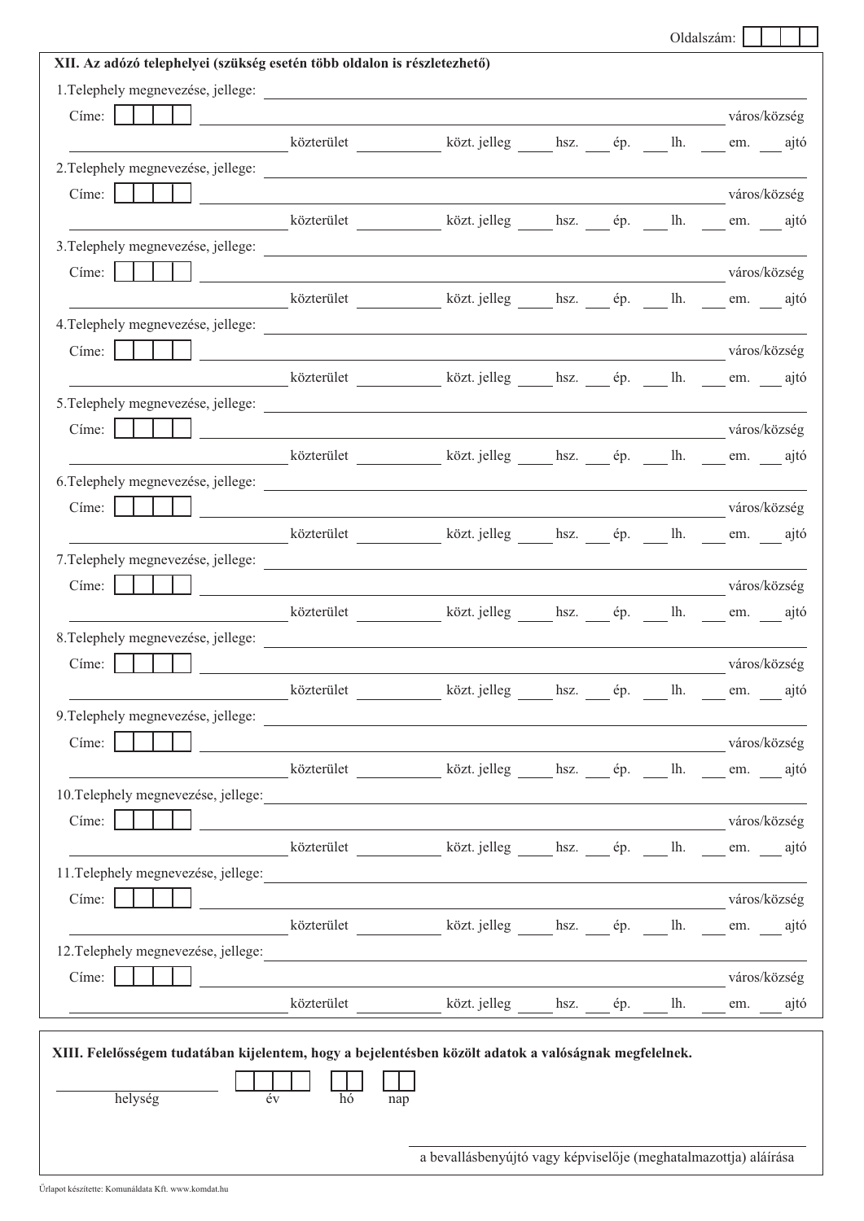Oldalszám: ☐☐☐☐

**XII. Az adózó telephelyei (szükség esetén több oldalon is részletezhető)**

1.Telephely megnevezése, jellege: ______________________________

Címe: ☐☐☐☐ ______________________________ város/község

______________ közterület ______________ közt. jelleg _____ hsz. _____ ép. _____ lh. _____ em. _____ ajtó

2.Telephely megnevezése, jellege: ______________________________

Címe: ☐☐☐☐ ______________________________ város/község

______________ közterület ______________ közt. jelleg _____ hsz. _____ ép. _____ lh. _____ em. _____ ajtó

3.Telephely megnevezése, jellege: ______________________________

Címe: ☐☐☐☐ ______________________________ város/község

______________ közterület ______________ közt. jelleg _____ hsz. _____ ép. _____ lh. _____ em. _____ ajtó

4.Telephely megnevezése, jellege: ______________________________

Címe: ☐☐☐☐ ______________________________ város/község

______________ közterület ______________ közt. jelleg _____ hsz. _____ ép. _____ lh. _____ em. _____ ajtó

5.Telephely megnevezése, jellege: ______________________________

Címe: ☐☐☐☐ ______________________________ város/község

______________ közterület ______________ közt. jelleg _____ hsz. _____ ép. _____ lh. _____ em. _____ ajtó

6.Telephely megnevezése, jellege: ______________________________

Címe: ☐☐☐☐ ______________________________ város/község

______________ közterület ______________ közt. jelleg _____ hsz. _____ ép. _____ lh. _____ em. _____ ajtó

7.Telephely megnevezése, jellege: ______________________________

Címe: ☐☐☐☐ ______________________________ város/község

______________ közterület ______________ közt. jelleg _____ hsz. _____ ép. _____ lh. _____ em. _____ ajtó

8.Telephely megnevezése, jellege: ______________________________

Címe: ☐☐☐☐ ______________________________ város/község

______________ közterület ______________ közt. jelleg _____ hsz. _____ ép. _____ lh. _____ em. _____ ajtó

9.Telephely megnevezése, jellege: ______________________________

Címe: ☐☐☐☐ ______________________________ város/község

______________ közterület ______________ közt. jelleg _____ hsz. _____ ép. _____ lh. _____ em. _____ ajtó

10.Telephely megnevezése, jellege: ______________________________

Címe: ☐☐☐☐ ______________________________ város/község

______________ közterület ______________ közt. jelleg _____ hsz. _____ ép. _____ lh. _____ em. _____ ajtó

11.Telephely megnevezése, jellege: ______________________________

Címe: ☐☐☐☐ ______________________________ város/község

______________ közterület ______________ közt. jelleg _____ hsz. _____ ép. _____ lh. _____ em. _____ ajtó

12.Telephely megnevezése, jellege: ______________________________

Címe: ☐☐☐☐ ______________________________ város/község

______________ közterület ______________ közt. jelleg _____ hsz. _____ ép. _____ lh. _____ em. _____ ajtó

**XIII. Felelősségem tudatában kijelentem, hogy a bejelentésben közölt adatok a valóságnak megfelelnek.**

______________ ☐☐☐☐ ☐☐ ☐☐
helység év hó nap

______________________________
a bevallásbenyújtó vagy képviselője (meghatalmazottja) aláírása

Űrlapot készítette: Komunáldata Kft. www.komdat.hu